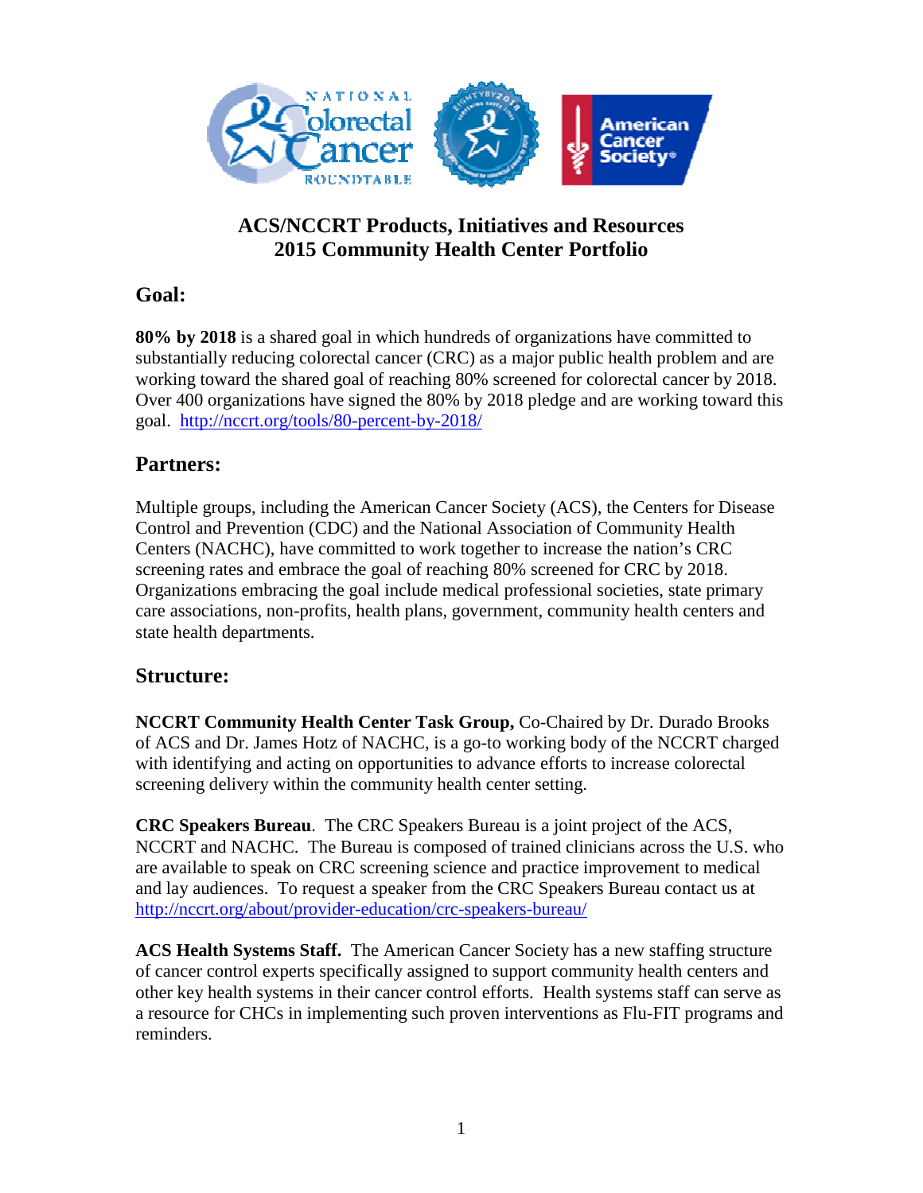# ACS/NCCRT Products, Initiatives and Resources
# 2015 Community Health Center Portfolio

## Goal:

**80% by 2018** is a shared goal in which hundreds of organizations have committed to substantially reducing colorectal cancer (CRC) as a major public health problem and are working toward the shared goal of reaching 80% screened for colorectal cancer by 2018. Over 400 organizations have signed the 80% by 2018 pledge and are working toward this goal. http://nccrt.org/tools/80-percent-by-2018/

## Partners:

Multiple groups, including the American Cancer Society (ACS), the Centers for Disease Control and Prevention (CDC) and the National Association of Community Health Centers (NACHC), have committed to work together to increase the nation's CRC screening rates and embrace the goal of reaching 80% screened for CRC by 2018. Organizations embracing the goal include medical professional societies, state primary care associations, non-profits, health plans, government, community health centers and state health departments.

## Structure:

**NCCRT Community Health Center Task Group,** Co-Chaired by Dr. Durado Brooks of ACS and Dr. James Hotz of NACHC, is a go-to working body of the NCCRT charged with identifying and acting on opportunities to advance efforts to increase colorectal screening delivery within the community health center setting.

**CRC Speakers Bureau**. The CRC Speakers Bureau is a joint project of the ACS, NCCRT and NACHC. The Bureau is composed of trained clinicians across the U.S. who are available to speak on CRC screening science and practice improvement to medical and lay audiences. To request a speaker from the CRC Speakers Bureau contact us at http://nccrt.org/about/provider-education/crc-speakers-bureau/

**ACS Health Systems Staff.** The American Cancer Society has a new staffing structure of cancer control experts specifically assigned to support community health centers and other key health systems in their cancer control efforts. Health systems staff can serve as a resource for CHCs in implementing such proven interventions as Flu-FIT programs and reminders.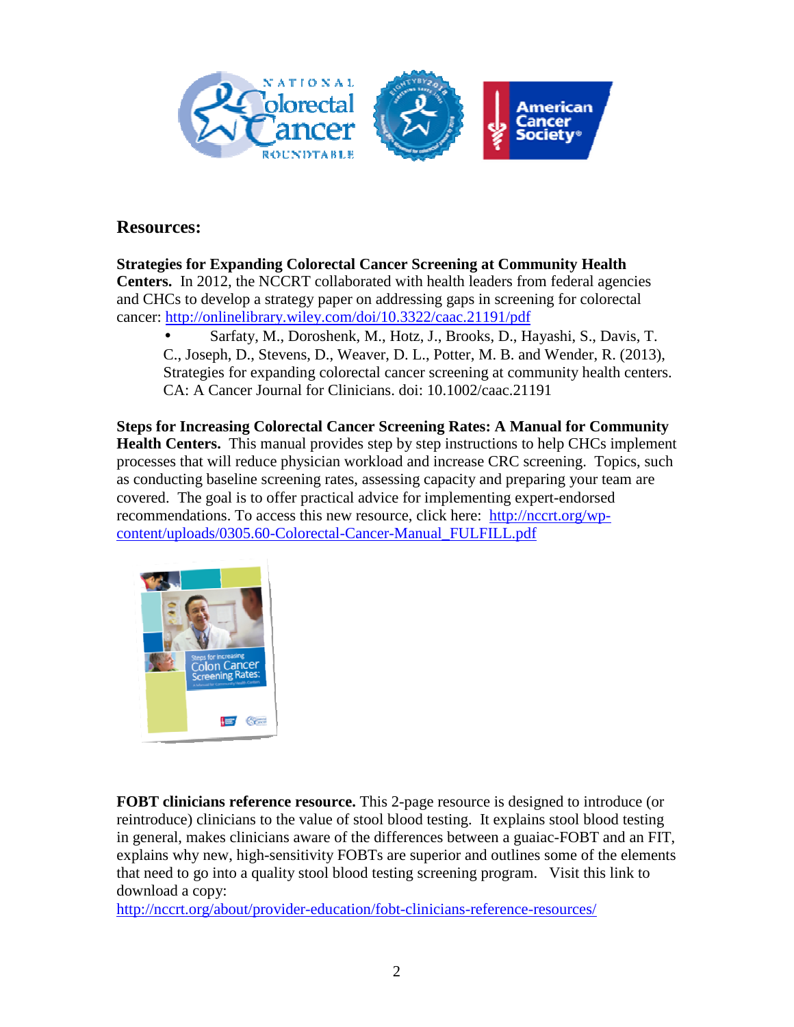## Resources:

**Strategies for Expanding Colorectal Cancer Screening at Community Health Centers.** In 2012, the NCCRT collaborated with health leaders from federal agencies and CHCs to develop a strategy paper on addressing gaps in screening for colorectal cancer: http://onlinelibrary.wiley.com/doi/10.3322/caac.21191/pdf

- Sarfaty, M., Doroshenk, M., Hotz, J., Brooks, D., Hayashi, S., Davis, T. C., Joseph, D., Stevens, D., Weaver, D. L., Potter, M. B. and Wender, R. (2013), Strategies for expanding colorectal cancer screening at community health centers. CA: A Cancer Journal for Clinicians. doi: 10.1002/caac.21191

**Steps for Increasing Colorectal Cancer Screening Rates: A Manual for Community Health Centers.** This manual provides step by step instructions to help CHCs implement processes that will reduce physician workload and increase CRC screening. Topics, such as conducting baseline screening rates, assessing capacity and preparing your team are covered. The goal is to offer practical advice for implementing expert-endorsed recommendations. To access this new resource, click here: http://nccrt.org/wp-content/uploads/0305.60-Colorectal-Cancer-Manual_FULFILL.pdf

**FOBT clinicians reference resource.** This 2-page resource is designed to introduce (or reintroduce) clinicians to the value of stool blood testing. It explains stool blood testing in general, makes clinicians aware of the differences between a guaiac-FOBT and an FIT, explains why new, high-sensitivity FOBTs are superior and outlines some of the elements that need to go into a quality stool blood testing screening program. Visit this link to download a copy:
http://nccrt.org/about/provider-education/fobt-clinicians-reference-resources/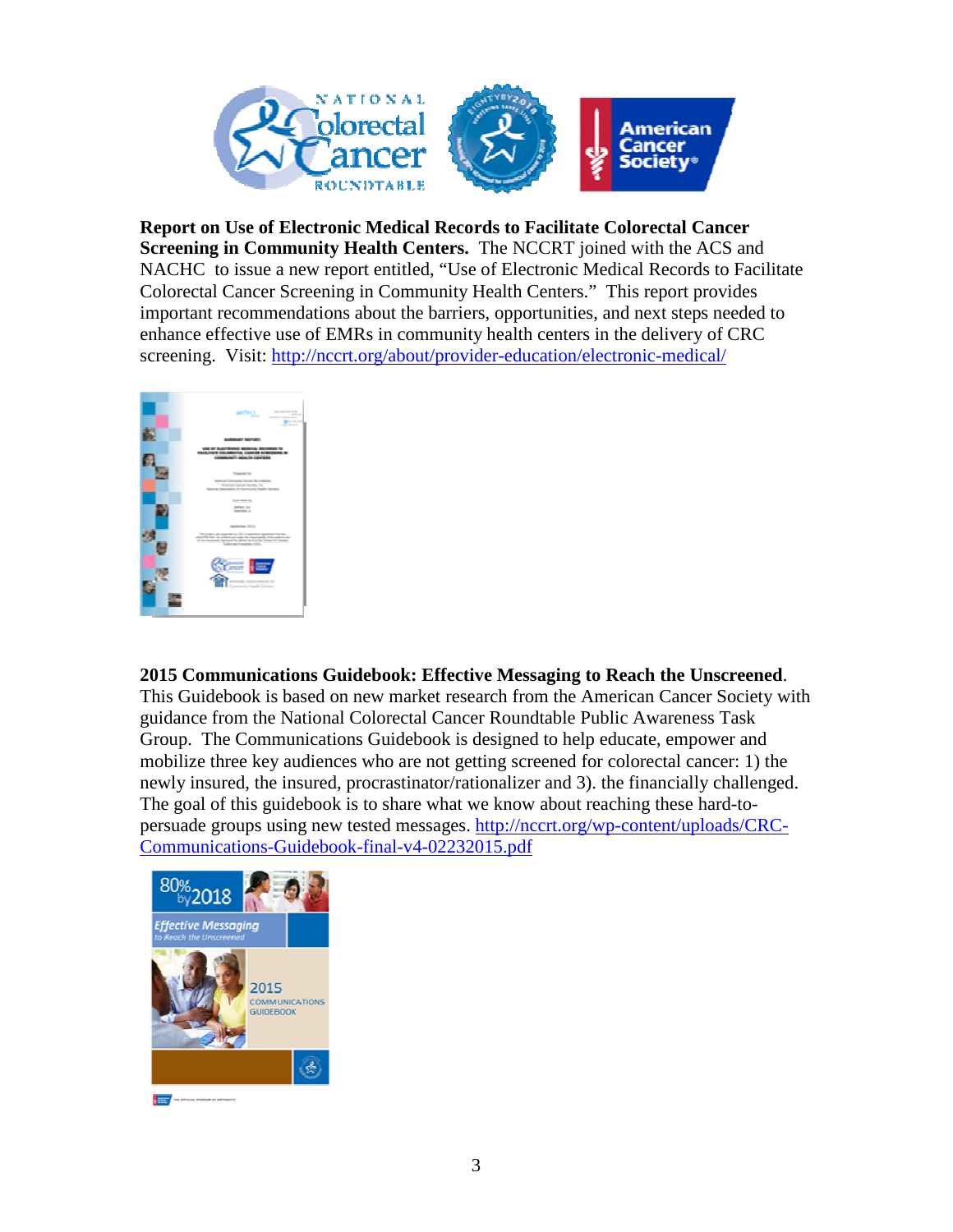**Report on Use of Electronic Medical Records to Facilitate Colorectal Cancer Screening in Community Health Centers.** The NCCRT joined with the ACS and NACHC to issue a new report entitled, "Use of Electronic Medical Records to Facilitate Colorectal Cancer Screening in Community Health Centers." This report provides important recommendations about the barriers, opportunities, and next steps needed to enhance effective use of EMRs in community health centers in the delivery of CRC screening. Visit: http://nccrt.org/about/provider-education/electronic-medical/

**2015 Communications Guidebook: Effective Messaging to Reach the Unscreened**. This Guidebook is based on new market research from the American Cancer Society with guidance from the National Colorectal Cancer Roundtable Public Awareness Task Group. The Communications Guidebook is designed to help educate, empower and mobilize three key audiences who are not getting screened for colorectal cancer: 1) the newly insured, the insured, procrastinator/rationalizer and 3). the financially challenged. The goal of this guidebook is to share what we know about reaching these hard-to-persuade groups using new tested messages. http://nccrt.org/wp-content/uploads/CRC-Communications-Guidebook-final-v4-02232015.pdf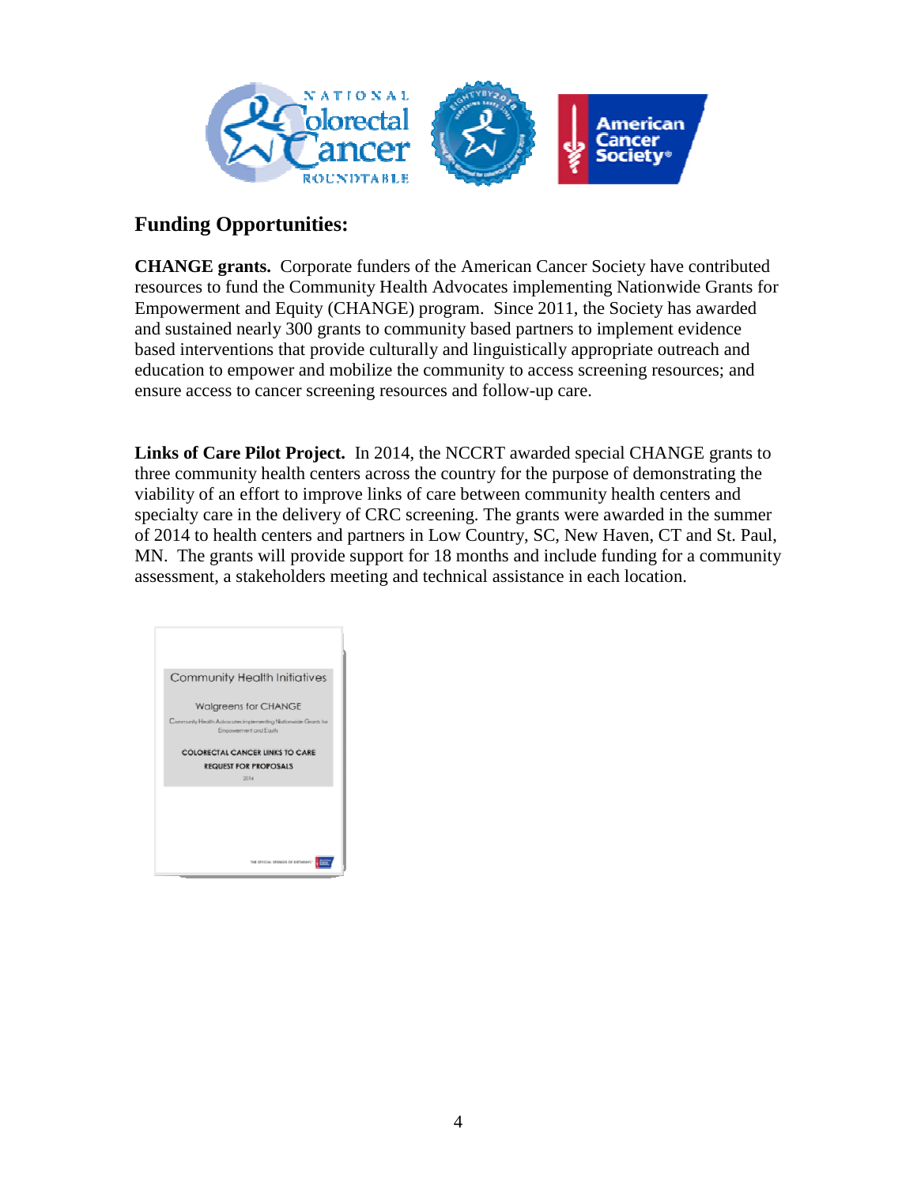## Funding Opportunities:

**CHANGE grants.** Corporate funders of the American Cancer Society have contributed resources to fund the Community Health Advocates implementing Nationwide Grants for Empowerment and Equity (CHANGE) program. Since 2011, the Society has awarded and sustained nearly 300 grants to community based partners to implement evidence based interventions that provide culturally and linguistically appropriate outreach and education to empower and mobilize the community to access screening resources; and ensure access to cancer screening resources and follow-up care.

**Links of Care Pilot Project.** In 2014, the NCCRT awarded special CHANGE grants to three community health centers across the country for the purpose of demonstrating the viability of an effort to improve links of care between community health centers and specialty care in the delivery of CRC screening. The grants were awarded in the summer of 2014 to health centers and partners in Low Country, SC, New Haven, CT and St. Paul, MN. The grants will provide support for 18 months and include funding for a community assessment, a stakeholders meeting and technical assistance in each location.